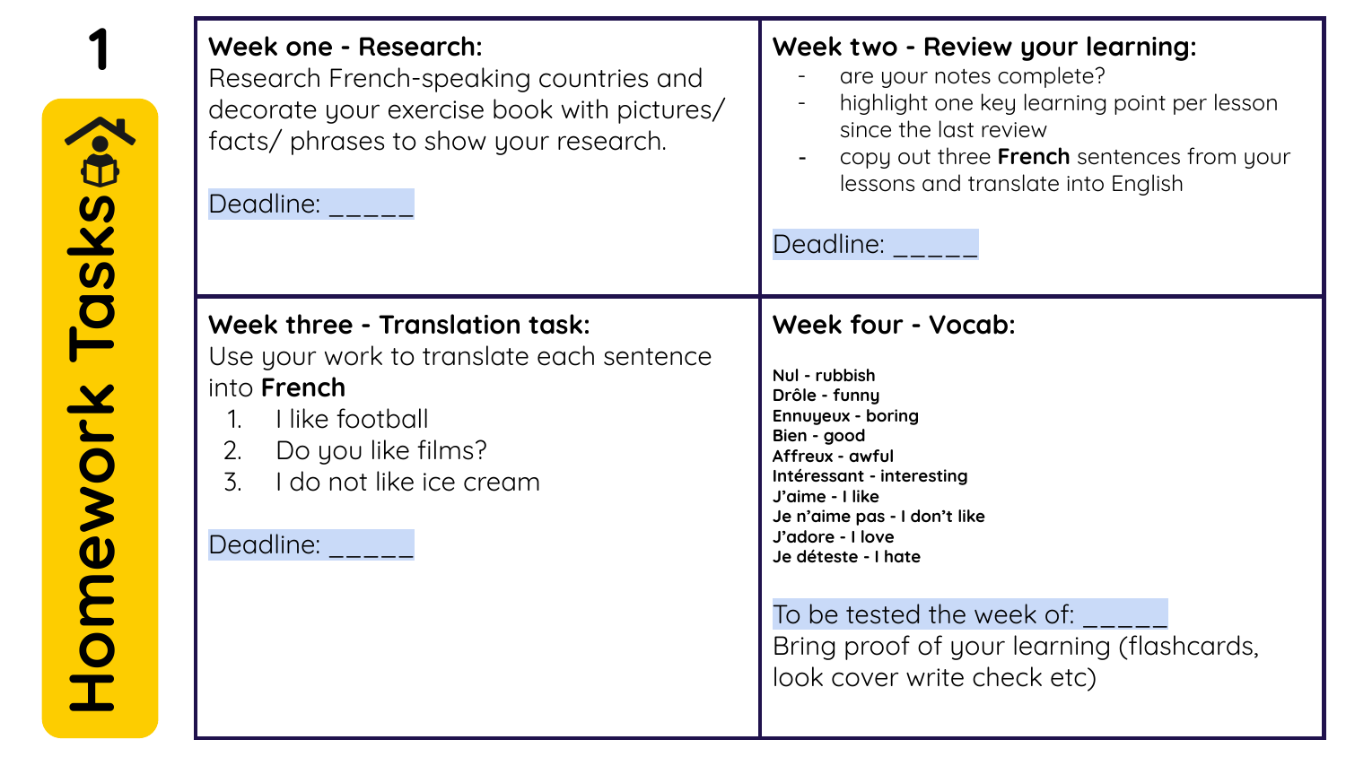# Homework Tasks

1

## Week one - Research:

Research French-speaking countries and decorate your exercise book with pictures/ facts/ phrases to show your research.

Deadline: _____

## Week two - Review your learning:

- are your notes complete?
- highlight one key learning point per lesson since the last review
- copy out three **French** sentences from your lessons and translate into English

Deadline: _____

## Week three - Translation task:

Use your work to translate each sentence into **French**

1. I like football
2. Do you like films?
3. I do not like ice cream

Deadline: _____

## Week four - Vocab:

**Nul - rubbish**
**Drôle - funny**
**Ennuyeux - boring**
**Bien - good**
**Affreux - awful**
**Intéressant - interesting**
**J'aime - I like**
**Je n'aime pas - I don't like**
**J'adore - I love**
**Je déteste - I hate**

To be tested the week of: _____

Bring proof of your learning (flashcards, look cover write check etc)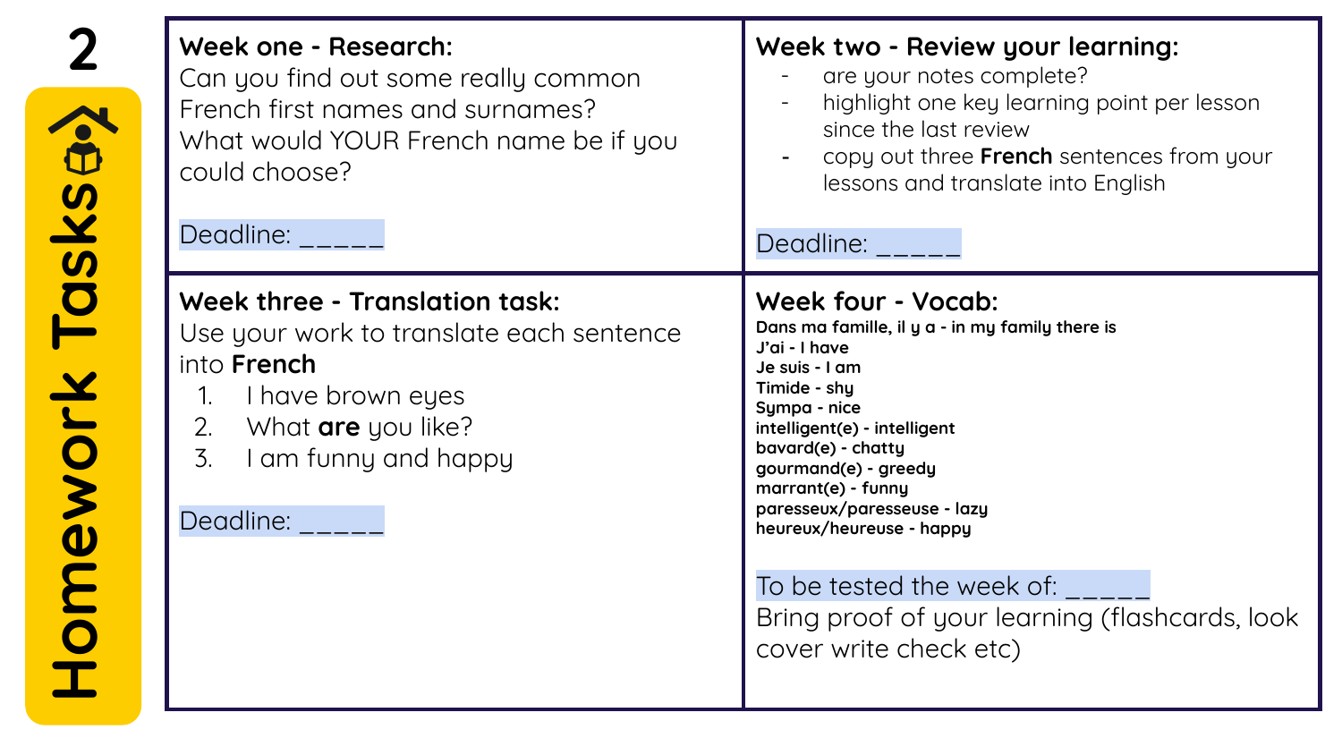# 2 Homework Tasks

## Week one - Research:

Can you find out some really common French first names and surnames?
What would YOUR French name be if you could choose?

Deadline: _____

## Week two - Review your learning:

- are your notes complete?
- highlight one key learning point per lesson since the last review
- copy out three **French** sentences from your lessons and translate into English

Deadline: _____

## Week three - Translation task:

Use your work to translate each sentence into **French**

1. I have brown eyes
2. What **are** you like?
3. I am funny and happy

Deadline: _____

## Week four - Vocab:

**Dans ma famille, il y a - in my family there is**
**J'ai - I have**
**Je suis - I am**
**Timide - shy**
**Sympa - nice**
**intelligent(e) - intelligent**
**bavard(e) - chatty**
**gourmand(e) - greedy**
**marrant(e) - funny**
**paresseux/paresseuse - lazy**
**heureux/heureuse - happy**

To be tested the week of: _____
Bring proof of your learning (flashcards, look cover write check etc)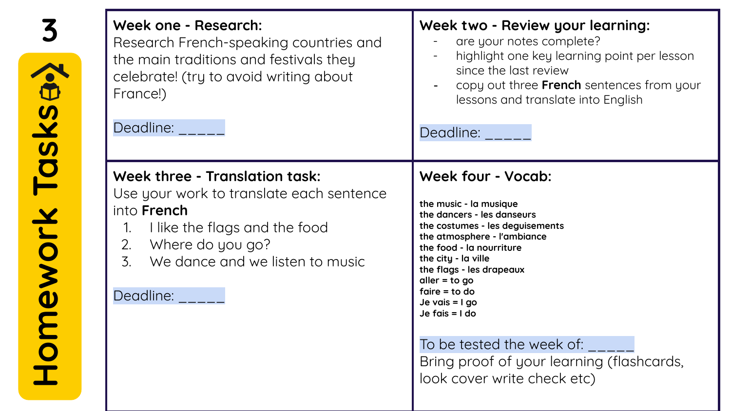# 3 Homework Tasks

## Week one - Research:

Research French-speaking countries and the main traditions and festivals they celebrate! (try to avoid writing about France!)

Deadline: _____

## Week two - Review your learning:

- are your notes complete?
- highlight one key learning point per lesson since the last review
- copy out three **French** sentences from your lessons and translate into English

Deadline: _____

## Week three - Translation task:

Use your work to translate each sentence into **French**

1. I like the flags and the food
2. Where do you go?
3. We dance and we listen to music

Deadline: _____

## Week four - Vocab:

**the music - la musique**
**the dancers - les danseurs**
**the costumes - les deguisements**
**the atmosphere - l'ambiance**
**the food - la nourriture**
**the city - la ville**
**the flags - les drapeaux**
**aller = to go**
**faire = to do**
**Je vais = I go**
**Je fais = I do**

To be tested the week of: _____

Bring proof of your learning (flashcards, look cover write check etc)